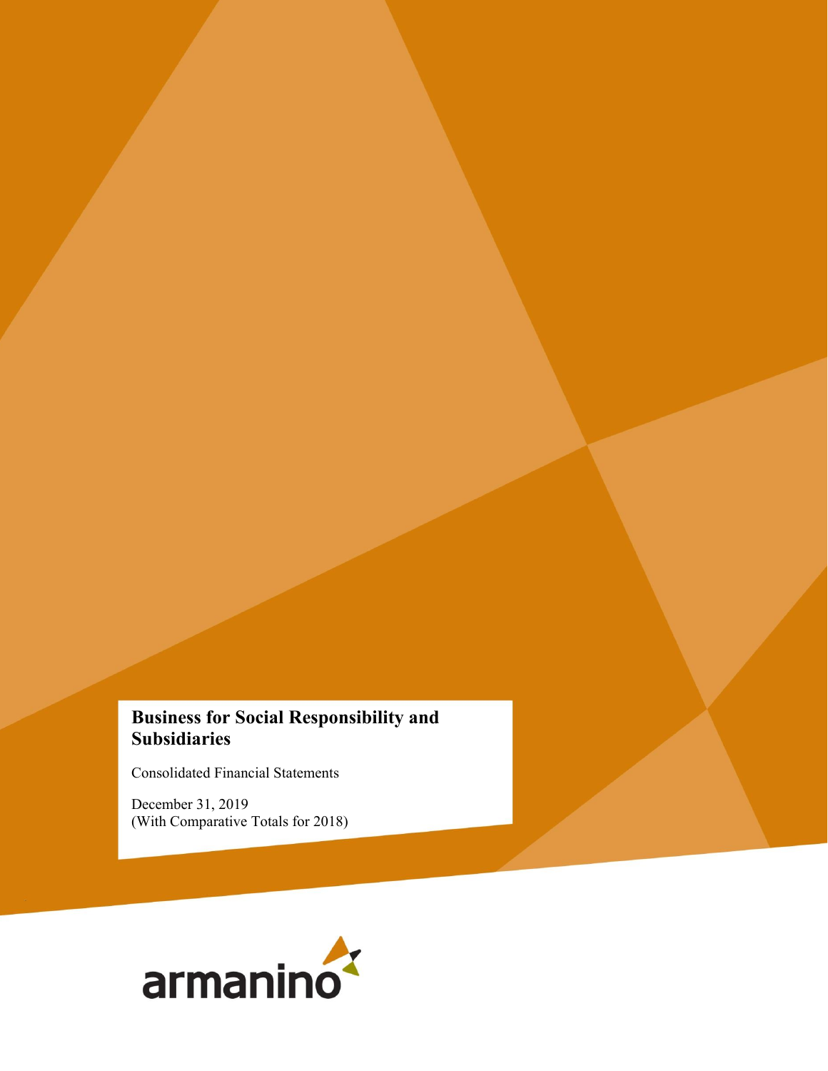# Business for Social Responsibility and Subsidiaries

Consolidated Financial Statements

December 31, 2019
(With Comparative Totals for 2018)

armanino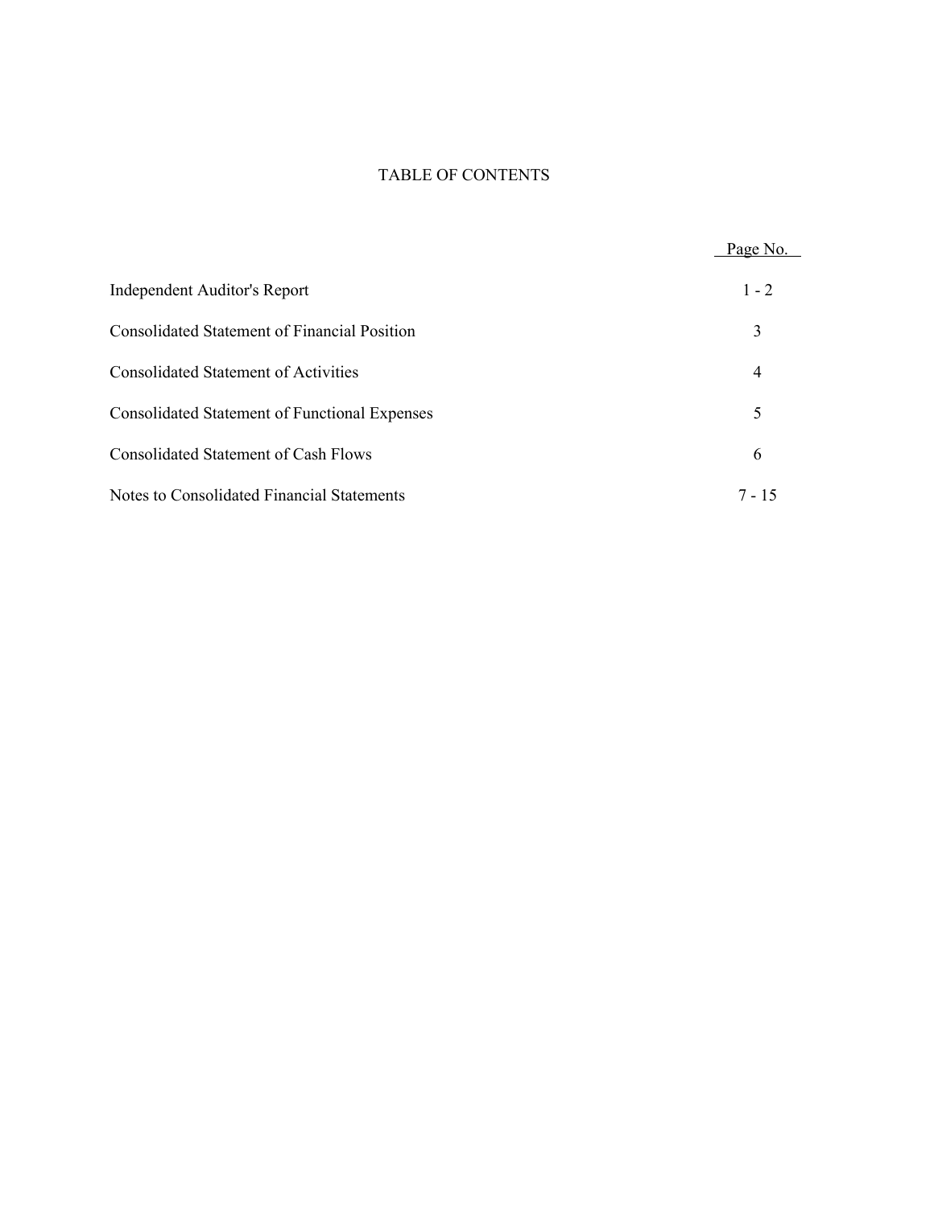# TABLE OF CONTENTS

| | Page No. |
|---|---|
| Independent Auditor's Report | 1 - 2 |
| Consolidated Statement of Financial Position | 3 |
| Consolidated Statement of Activities | 4 |
| Consolidated Statement of Functional Expenses | 5 |
| Consolidated Statement of Cash Flows | 6 |
| Notes to Consolidated Financial Statements | 7 - 15 |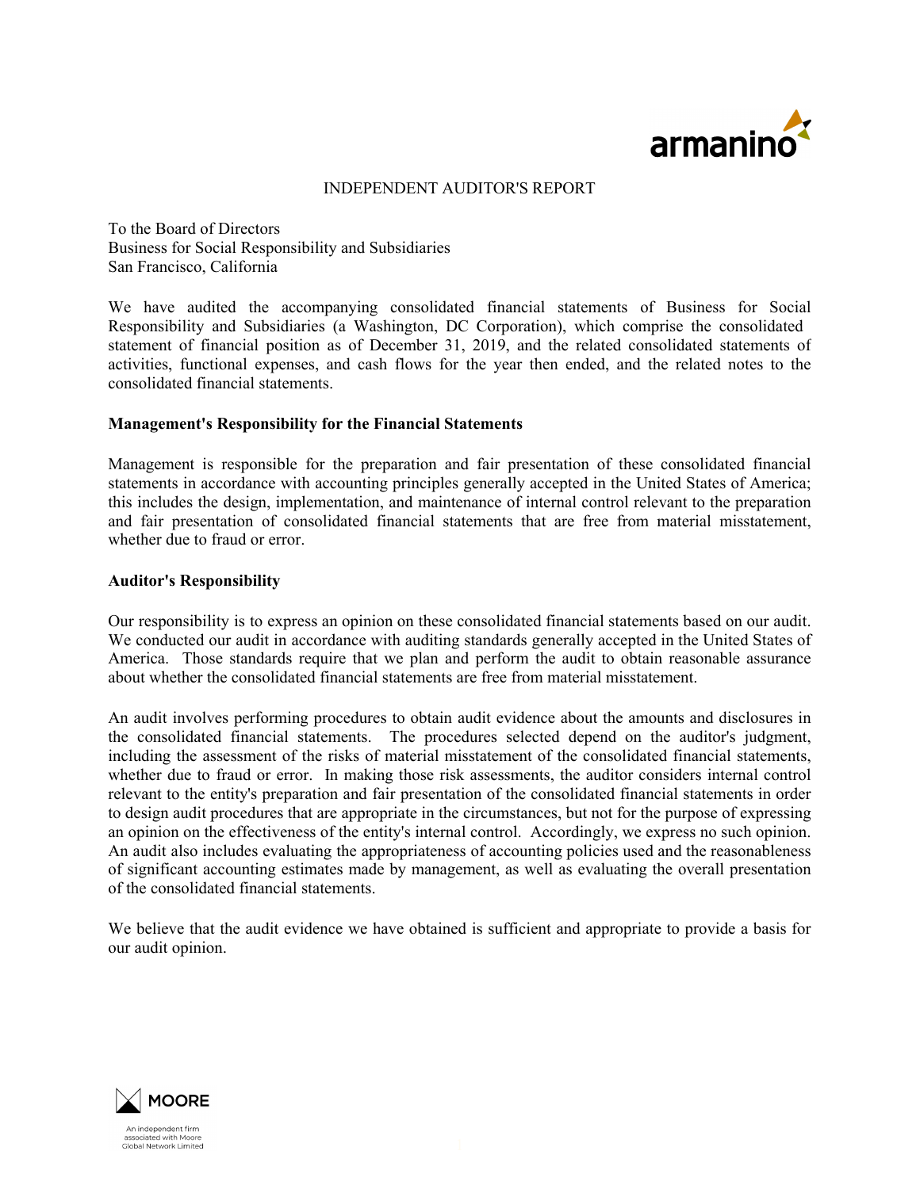# INDEPENDENT AUDITOR'S REPORT

To the Board of Directors
Business for Social Responsibility and Subsidiaries
San Francisco, California

We have audited the accompanying consolidated financial statements of Business for Social Responsibility and Subsidiaries (a Washington, DC Corporation), which comprise the consolidated statement of financial position as of December 31, 2019, and the related consolidated statements of activities, functional expenses, and cash flows for the year then ended, and the related notes to the consolidated financial statements.

**Management's Responsibility for the Financial Statements**

Management is responsible for the preparation and fair presentation of these consolidated financial statements in accordance with accounting principles generally accepted in the United States of America; this includes the design, implementation, and maintenance of internal control relevant to the preparation and fair presentation of consolidated financial statements that are free from material misstatement, whether due to fraud or error.

**Auditor's Responsibility**

Our responsibility is to express an opinion on these consolidated financial statements based on our audit. We conducted our audit in accordance with auditing standards generally accepted in the United States of America. Those standards require that we plan and perform the audit to obtain reasonable assurance about whether the consolidated financial statements are free from material misstatement.

An audit involves performing procedures to obtain audit evidence about the amounts and disclosures in the consolidated financial statements. The procedures selected depend on the auditor's judgment, including the assessment of the risks of material misstatement of the consolidated financial statements, whether due to fraud or error. In making those risk assessments, the auditor considers internal control relevant to the entity's preparation and fair presentation of the consolidated financial statements in order to design audit procedures that are appropriate in the circumstances, but not for the purpose of expressing an opinion on the effectiveness of the entity's internal control. Accordingly, we express no such opinion. An audit also includes evaluating the appropriateness of accounting policies used and the reasonableness of significant accounting estimates made by management, as well as evaluating the overall presentation of the consolidated financial statements.

We believe that the audit evidence we have obtained is sufficient and appropriate to provide a basis for our audit opinion.

MOORE

An independent firm associated with Moore Global Network Limited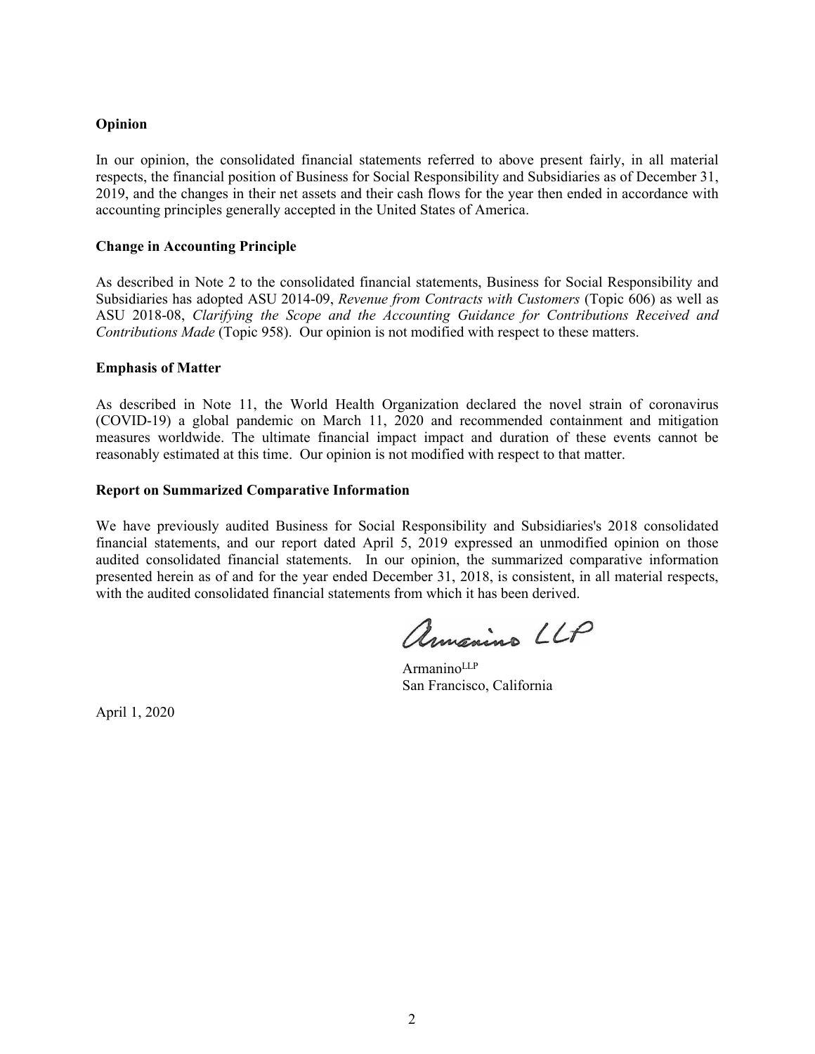**Opinion**

In our opinion, the consolidated financial statements referred to above present fairly, in all material respects, the financial position of Business for Social Responsibility and Subsidiaries as of December 31, 2019, and the changes in their net assets and their cash flows for the year then ended in accordance with accounting principles generally accepted in the United States of America.

**Change in Accounting Principle**

As described in Note 2 to the consolidated financial statements, Business for Social Responsibility and Subsidiaries has adopted ASU 2014-09, *Revenue from Contracts with Customers* (Topic 606) as well as ASU 2018-08, *Clarifying the Scope and the Accounting Guidance for Contributions Received and Contributions Made* (Topic 958). Our opinion is not modified with respect to these matters.

**Emphasis of Matter**

As described in Note 11, the World Health Organization declared the novel strain of coronavirus (COVID-19) a global pandemic on March 11, 2020 and recommended containment and mitigation measures worldwide. The ultimate financial impact impact and duration of these events cannot be reasonably estimated at this time. Our opinion is not modified with respect to that matter.

**Report on Summarized Comparative Information**

We have previously audited Business for Social Responsibility and Subsidiaries's 2018 consolidated financial statements, and our report dated April 5, 2019 expressed an unmodified opinion on those audited consolidated financial statements. In our opinion, the summarized comparative information presented herein as of and for the year ended December 31, 2018, is consistent, in all material respects, with the audited consolidated financial statements from which it has been derived.

Armanino LLP

Armanino[LLP]
San Francisco, California

April 1, 2020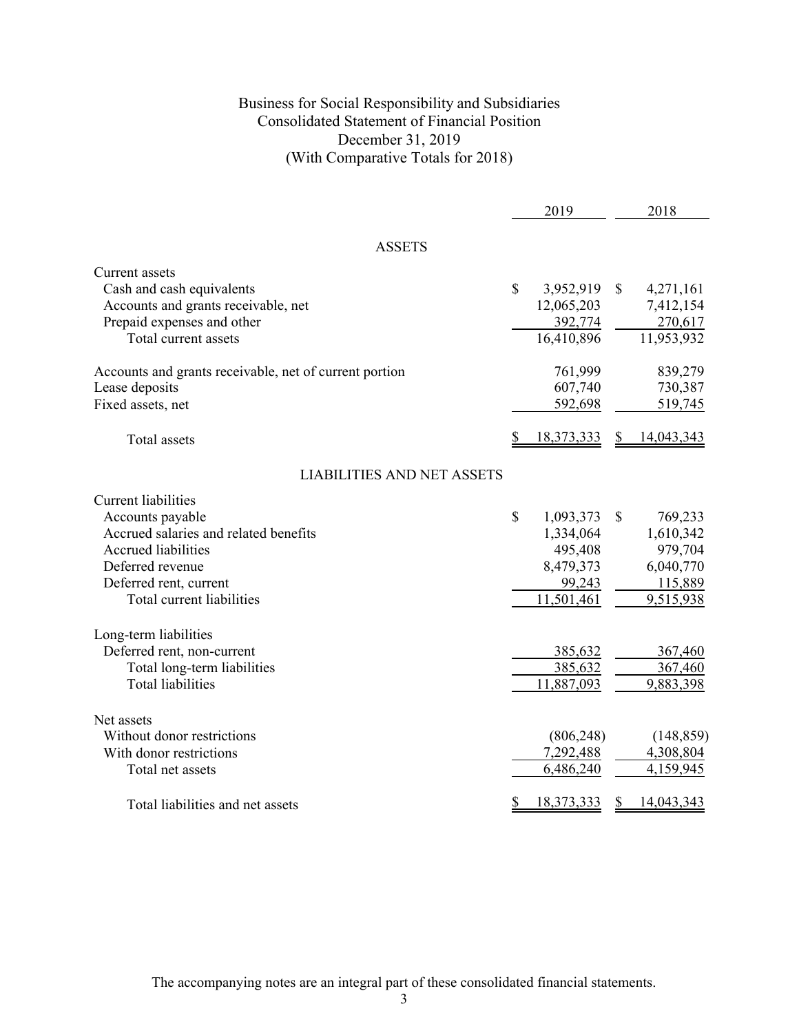# Business for Social Responsibility and Subsidiaries
## Consolidated Statement of Financial Position
### December 31, 2019
### (With Comparative Totals for 2018)

| | 2019 | 2018 |
|---|---|---|
| **ASSETS** | | |
| Current assets | | |
| Cash and cash equivalents | $ 3,952,919 | $ 4,271,161 |
| Accounts and grants receivable, net | 12,065,203 | 7,412,154 |
| Prepaid expenses and other | 392,774 | 270,617 |
| Total current assets | 16,410,896 | 11,953,932 |
| Accounts and grants receivable, net of current portion | 761,999 | 839,279 |
| Lease deposits | 607,740 | 730,387 |
| Fixed assets, net | 592,698 | 519,745 |
| Total assets | $ 18,373,333 | $ 14,043,343 |
| **LIABILITIES AND NET ASSETS** | | |
| Current liabilities | | |
| Accounts payable | $ 1,093,373 | $ 769,233 |
| Accrued salaries and related benefits | 1,334,064 | 1,610,342 |
| Accrued liabilities | 495,408 | 979,704 |
| Deferred revenue | 8,479,373 | 6,040,770 |
| Deferred rent, current | 99,243 | 115,889 |
| Total current liabilities | 11,501,461 | 9,515,938 |
| Long-term liabilities | | |
| Deferred rent, non-current | 385,632 | 367,460 |
| Total long-term liabilities | 385,632 | 367,460 |
| Total liabilities | 11,887,093 | 9,883,398 |
| Net assets | | |
| Without donor restrictions | (806,248) | (148,859) |
| With donor restrictions | 7,292,488 | 4,308,804 |
| Total net assets | 6,486,240 | 4,159,945 |
| Total liabilities and net assets | $ 18,373,333 | $ 14,043,343 |

The accompanying notes are an integral part of these consolidated financial statements.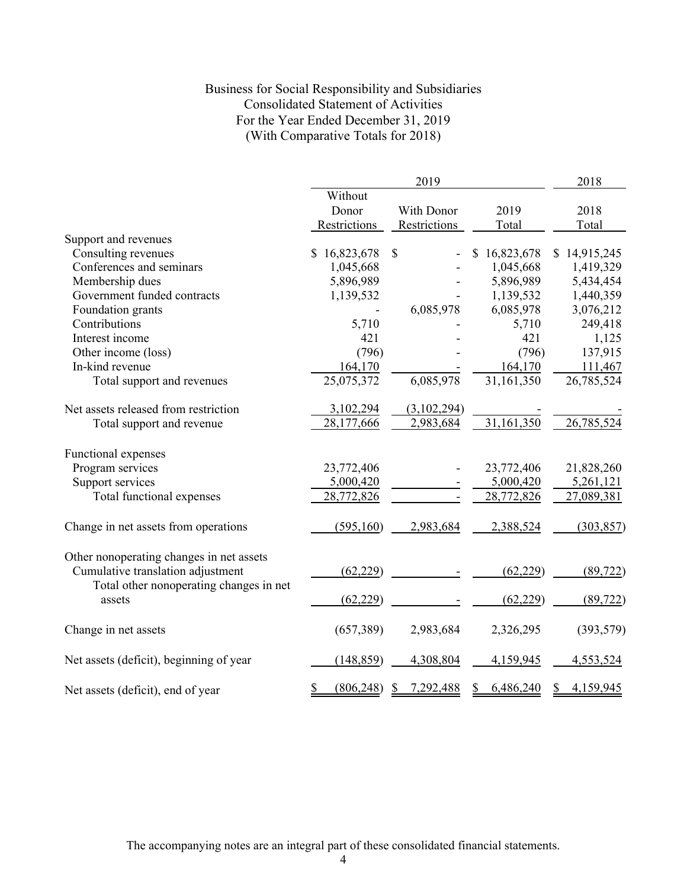# Business for Social Responsibility and Subsidiaries
## Consolidated Statement of Activities
### For the Year Ended December 31, 2019
### (With Comparative Totals for 2018)

| | 2019 | | | 2018 |
|---|---|---|---|---|
| | Without Donor Restrictions | With Donor Restrictions | 2019 Total | 2018 Total |
| **Support and revenues** | | | | |
| Consulting revenues | $ 16,823,678 | $ - | $ 16,823,678 | $ 14,915,245 |
| Conferences and seminars | 1,045,668 | - | 1,045,668 | 1,419,329 |
| Membership dues | 5,896,989 | - | 5,896,989 | 5,434,454 |
| Government funded contracts | 1,139,532 | - | 1,139,532 | 1,440,359 |
| Foundation grants | - | 6,085,978 | 6,085,978 | 3,076,212 |
| Contributions | 5,710 | - | 5,710 | 249,418 |
| Interest income | 421 | - | 421 | 1,125 |
| Other income (loss) | (796) | - | (796) | 137,915 |
| In-kind revenue | 164,170 | - | 164,170 | 111,467 |
| Total support and revenues | 25,075,372 | 6,085,978 | 31,161,350 | 26,785,524 |
| Net assets released from restriction | 3,102,294 | (3,102,294) | - | - |
| Total support and revenue | 28,177,666 | 2,983,684 | 31,161,350 | 26,785,524 |
| **Functional expenses** | | | | |
| Program services | 23,772,406 | - | 23,772,406 | 21,828,260 |
| Support services | 5,000,420 | - | 5,000,420 | 5,261,121 |
| Total functional expenses | 28,772,826 | - | 28,772,826 | 27,089,381 |
| Change in net assets from operations | (595,160) | 2,983,684 | 2,388,524 | (303,857) |
| **Other nonoperating changes in net assets** | | | | |
| Cumulative translation adjustment | (62,229) | - | (62,229) | (89,722) |
| Total other nonoperating changes in net assets | (62,229) | - | (62,229) | (89,722) |
| Change in net assets | (657,389) | 2,983,684 | 2,326,295 | (393,579) |
| Net assets (deficit), beginning of year | (148,859) | 4,308,804 | 4,159,945 | 4,553,524 |
| Net assets (deficit), end of year | $ (806,248) | $ 7,292,488 | $ 6,486,240 | $ 4,159,945 |

The accompanying notes are an integral part of these consolidated financial statements.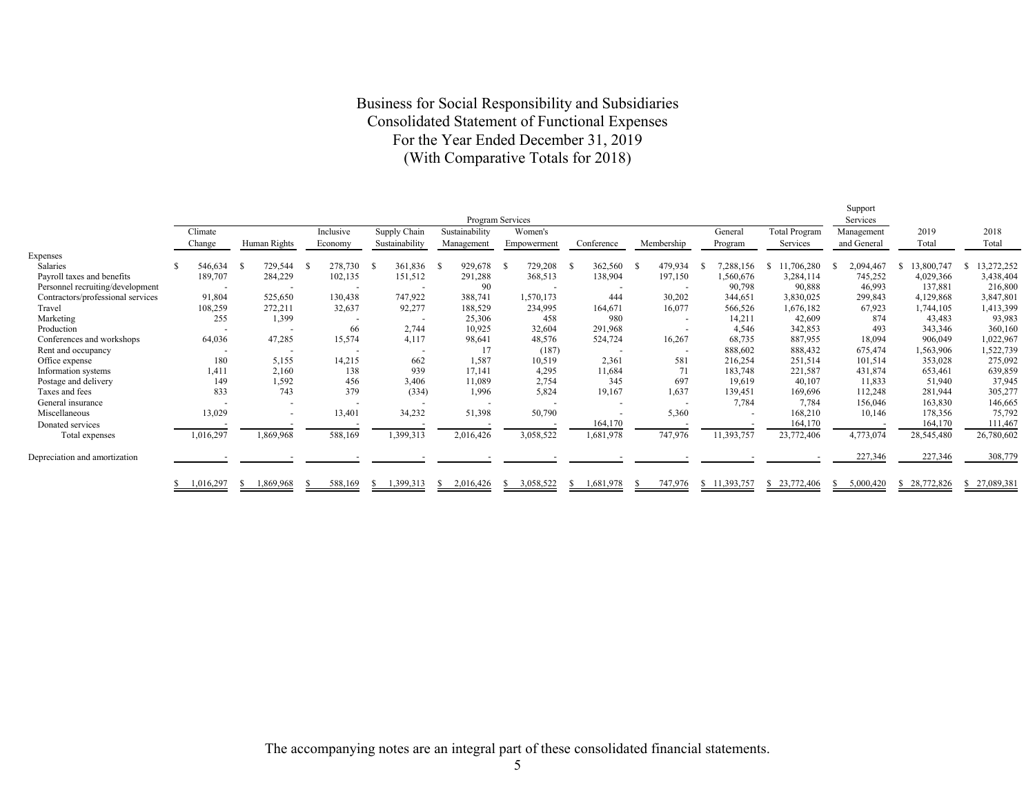# Business for Social Responsibility and Subsidiaries
## Consolidated Statement of Functional Expenses
## For the Year Ended December 31, 2019
## (With Comparative Totals for 2018)

| | Program Services | | | | | | | | | | Support Services | | |
|---|---|---|---|---|---|---|---|---|---|---|---|---|---|
| | Climate Change | Human Rights | Inclusive Economy | Supply Chain Sustainability | Sustainability Management | Women's Empowerment | Conference | Membership | General Program | Total Program Services | Management and General | 2019 Total | 2018 Total |
| **Expenses** | | | | | | | | | | | | | |
| Salaries | $ 546,634 | $ 729,544 | $ 278,730 | $ 361,836 | $ 929,678 | $ 729,208 | $ 362,560 | $ 479,934 | $ 7,288,156 | $ 11,706,280 | $ 2,094,467 | $ 13,800,747 | $ 13,272,252 |
| Payroll taxes and benefits | 189,707 | 284,229 | 102,135 | 151,512 | 291,288 | 368,513 | 138,904 | 197,150 | 1,560,676 | 3,284,114 | 745,252 | 4,029,366 | 3,438,404 |
| Personnel recruiting/development | - | - | - | - | 90 | - | - | - | 90,798 | 90,888 | 46,993 | 137,881 | 216,800 |
| Contractors/professional services | 91,804 | 525,650 | 130,438 | 747,922 | 388,741 | 1,570,173 | 444 | 30,202 | 344,651 | 3,830,025 | 299,843 | 4,129,868 | 3,847,801 |
| Travel | 108,259 | 272,211 | 32,637 | 92,277 | 188,529 | 234,995 | 164,671 | 16,077 | 566,526 | 1,676,182 | 67,923 | 1,744,105 | 1,413,399 |
| Marketing | 255 | 1,399 | - | - | 25,306 | 458 | 980 | - | 14,211 | 42,609 | 874 | 43,483 | 93,983 |
| Production | - | - | 66 | 2,744 | 10,925 | 32,604 | 291,968 | - | 4,546 | 342,853 | 493 | 343,346 | 360,160 |
| Conferences and workshops | 64,036 | 47,285 | 15,574 | 4,117 | 98,641 | 48,576 | 524,724 | 16,267 | 68,735 | 887,955 | 18,094 | 906,049 | 1,022,967 |
| Rent and occupancy | - | - | - | - | 17 | (187) | - | - | 888,602 | 888,432 | 675,474 | 1,563,906 | 1,522,739 |
| Office expense | 180 | 5,155 | 14,215 | 662 | 1,587 | 10,519 | 2,361 | 581 | 216,254 | 251,514 | 101,514 | 353,028 | 275,092 |
| Information systems | 1,411 | 2,160 | 138 | 939 | 17,141 | 4,295 | 11,684 | 71 | 183,748 | 221,587 | 431,874 | 653,461 | 639,859 |
| Postage and delivery | 149 | 1,592 | 456 | 3,406 | 11,089 | 2,754 | 345 | 697 | 19,619 | 40,107 | 11,833 | 51,940 | 37,945 |
| Taxes and fees | 833 | 743 | 379 | (334) | 1,996 | 5,824 | 19,167 | 1,637 | 139,451 | 169,696 | 112,248 | 281,944 | 305,277 |
| General insurance | - | - | - | - | - | - | - | - | 7,784 | 7,784 | 156,046 | 163,830 | 146,665 |
| Miscellaneous | 13,029 | - | 13,401 | 34,232 | 51,398 | 50,790 | - | 5,360 | - | 168,210 | 10,146 | 178,356 | 75,792 |
| Donated services | - | - | - | - | - | - | 164,170 | - | - | 164,170 | - | 164,170 | 111,467 |
| Total expenses | 1,016,297 | 1,869,968 | 588,169 | 1,399,313 | 2,016,426 | 3,058,522 | 1,681,978 | 747,976 | 11,393,757 | 23,772,406 | 4,773,074 | 28,545,480 | 26,780,602 |
| Depreciation and amortization | - | - | - | - | - | - | - | - | - | - | 227,346 | 227,346 | 308,779 |
| | $ 1,016,297 | $ 1,869,968 | $ 588,169 | $ 1,399,313 | $ 2,016,426 | $ 3,058,522 | $ 1,681,978 | $ 747,976 | $ 11,393,757 | $ 23,772,406 | $ 5,000,420 | $ 28,772,826 | $ 27,089,381 |

The accompanying notes are an integral part of these consolidated financial statements.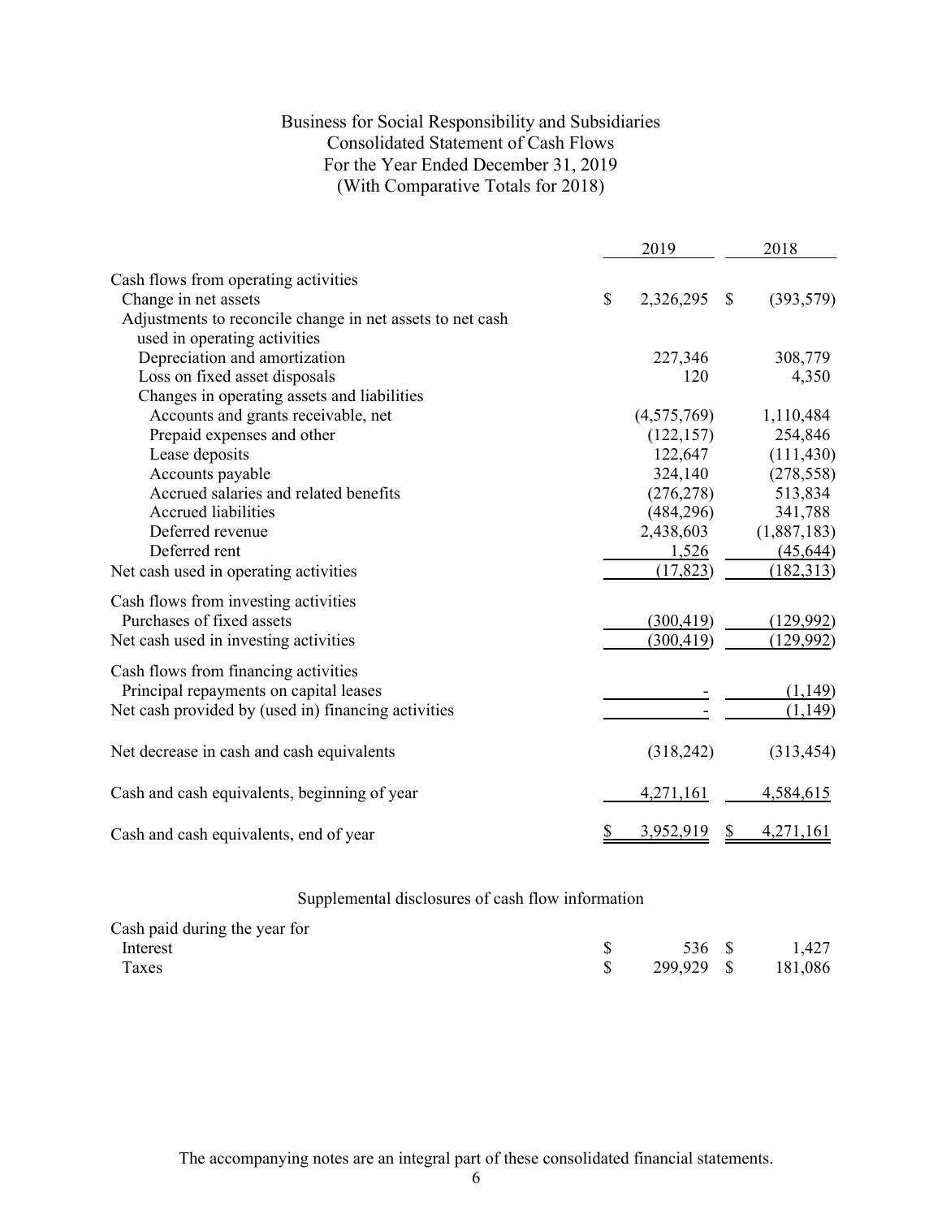# Business for Social Responsibility and Subsidiaries
## Consolidated Statement of Cash Flows
### For the Year Ended December 31, 2019
### (With Comparative Totals for 2018)

| | 2019 | 2018 |
|---|---|---|
| **Cash flows from operating activities** | | |
| Change in net assets | $ 2,326,295 | $ (393,579) |
| Adjustments to reconcile change in net assets to net cash used in operating activities | | |
| Depreciation and amortization | 227,346 | 308,779 |
| Loss on fixed asset disposals | 120 | 4,350 |
| Changes in operating assets and liabilities | | |
| Accounts and grants receivable, net | (4,575,769) | 1,110,484 |
| Prepaid expenses and other | (122,157) | 254,846 |
| Lease deposits | 122,647 | (111,430) |
| Accounts payable | 324,140 | (278,558) |
| Accrued salaries and related benefits | (276,278) | 513,834 |
| Accrued liabilities | (484,296) | 341,788 |
| Deferred revenue | 2,438,603 | (1,887,183) |
| Deferred rent | 1,526 | (45,644) |
| Net cash used in operating activities | (17,823) | (182,313) |
| **Cash flows from investing activities** | | |
| Purchases of fixed assets | (300,419) | (129,992) |
| Net cash used in investing activities | (300,419) | (129,992) |
| **Cash flows from financing activities** | | |
| Principal repayments on capital leases | - | (1,149) |
| Net cash provided by (used in) financing activities | - | (1,149) |
| Net decrease in cash and cash equivalents | (318,242) | (313,454) |
| Cash and cash equivalents, beginning of year | 4,271,161 | 4,584,615 |
| Cash and cash equivalents, end of year | $ 3,952,919 | $ 4,271,161 |

### Supplemental disclosures of cash flow information

| | 2019 | 2018 |
|---|---|---|
| Cash paid during the year for | | |
| Interest | $ 536 | $ 1,427 |
| Taxes | $ 299,929 | $ 181,086 |

The accompanying notes are an integral part of these consolidated financial statements.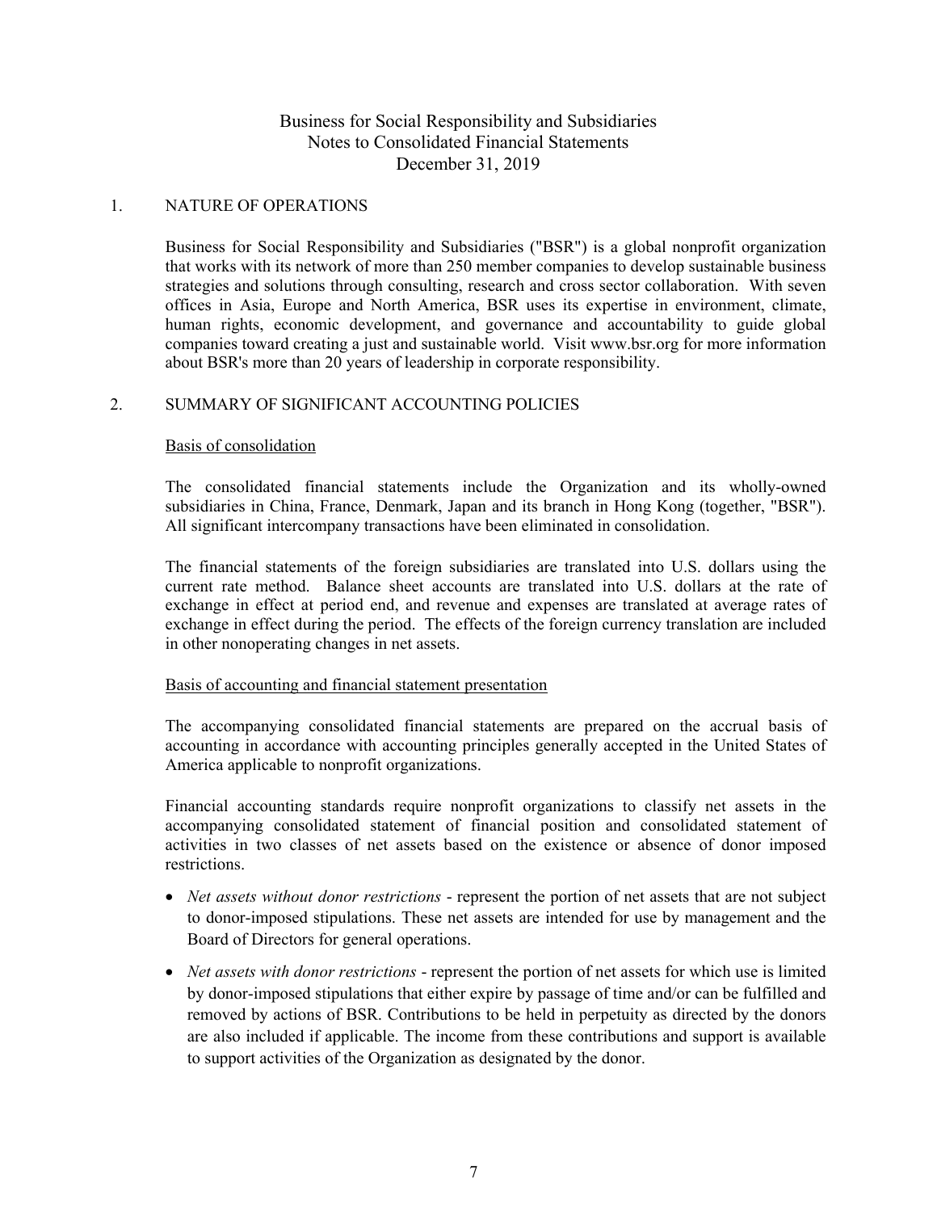# Business for Social Responsibility and Subsidiaries
## Notes to Consolidated Financial Statements
## December 31, 2019

## 1. NATURE OF OPERATIONS

Business for Social Responsibility and Subsidiaries ("BSR") is a global nonprofit organization that works with its network of more than 250 member companies to develop sustainable business strategies and solutions through consulting, research and cross sector collaboration. With seven offices in Asia, Europe and North America, BSR uses its expertise in environment, climate, human rights, economic development, and governance and accountability to guide global companies toward creating a just and sustainable world. Visit www.bsr.org for more information about BSR's more than 20 years of leadership in corporate responsibility.

## 2. SUMMARY OF SIGNIFICANT ACCOUNTING POLICIES

### Basis of consolidation

The consolidated financial statements include the Organization and its wholly-owned subsidiaries in China, France, Denmark, Japan and its branch in Hong Kong (together, "BSR"). All significant intercompany transactions have been eliminated in consolidation.

The financial statements of the foreign subsidiaries are translated into U.S. dollars using the current rate method. Balance sheet accounts are translated into U.S. dollars at the rate of exchange in effect at period end, and revenue and expenses are translated at average rates of exchange in effect during the period. The effects of the foreign currency translation are included in other nonoperating changes in net assets.

### Basis of accounting and financial statement presentation

The accompanying consolidated financial statements are prepared on the accrual basis of accounting in accordance with accounting principles generally accepted in the United States of America applicable to nonprofit organizations.

Financial accounting standards require nonprofit organizations to classify net assets in the accompanying consolidated statement of financial position and consolidated statement of activities in two classes of net assets based on the existence or absence of donor imposed restrictions.

- *Net assets without donor restrictions* - represent the portion of net assets that are not subject to donor-imposed stipulations. These net assets are intended for use by management and the Board of Directors for general operations.
- *Net assets with donor restrictions* - represent the portion of net assets for which use is limited by donor-imposed stipulations that either expire by passage of time and/or can be fulfilled and removed by actions of BSR. Contributions to be held in perpetuity as directed by the donors are also included if applicable. The income from these contributions and support is available to support activities of the Organization as designated by the donor.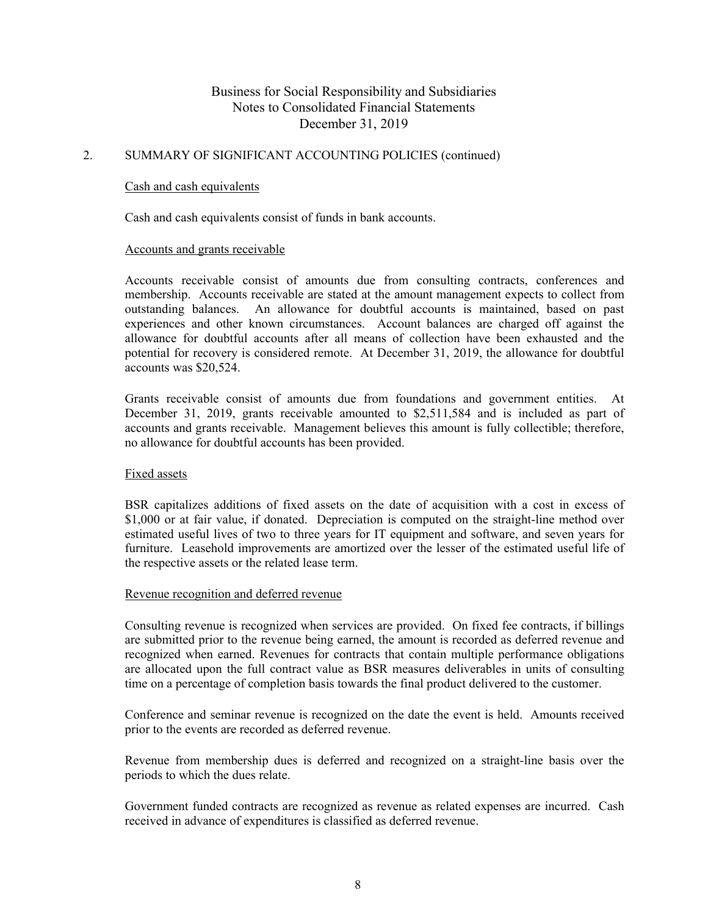# Business for Social Responsibility and Subsidiaries
## Notes to Consolidated Financial Statements
### December 31, 2019

## 2. SUMMARY OF SIGNIFICANT ACCOUNTING POLICIES (continued)

### Cash and cash equivalents

Cash and cash equivalents consist of funds in bank accounts.

### Accounts and grants receivable

Accounts receivable consist of amounts due from consulting contracts, conferences and membership. Accounts receivable are stated at the amount management expects to collect from outstanding balances. An allowance for doubtful accounts is maintained, based on past experiences and other known circumstances. Account balances are charged off against the allowance for doubtful accounts after all means of collection have been exhausted and the potential for recovery is considered remote. At December 31, 2019, the allowance for doubtful accounts was $20,524.

Grants receivable consist of amounts due from foundations and government entities. At December 31, 2019, grants receivable amounted to $2,511,584 and is included as part of accounts and grants receivable. Management believes this amount is fully collectible; therefore, no allowance for doubtful accounts has been provided.

### Fixed assets

BSR capitalizes additions of fixed assets on the date of acquisition with a cost in excess of $1,000 or at fair value, if donated. Depreciation is computed on the straight-line method over estimated useful lives of two to three years for IT equipment and software, and seven years for furniture. Leasehold improvements are amortized over the lesser of the estimated useful life of the respective assets or the related lease term.

### Revenue recognition and deferred revenue

Consulting revenue is recognized when services are provided. On fixed fee contracts, if billings are submitted prior to the revenue being earned, the amount is recorded as deferred revenue and recognized when earned. Revenues for contracts that contain multiple performance obligations are allocated upon the full contract value as BSR measures deliverables in units of consulting time on a percentage of completion basis towards the final product delivered to the customer.

Conference and seminar revenue is recognized on the date the event is held. Amounts received prior to the events are recorded as deferred revenue.

Revenue from membership dues is deferred and recognized on a straight-line basis over the periods to which the dues relate.

Government funded contracts are recognized as revenue as related expenses are incurred. Cash received in advance of expenditures is classified as deferred revenue.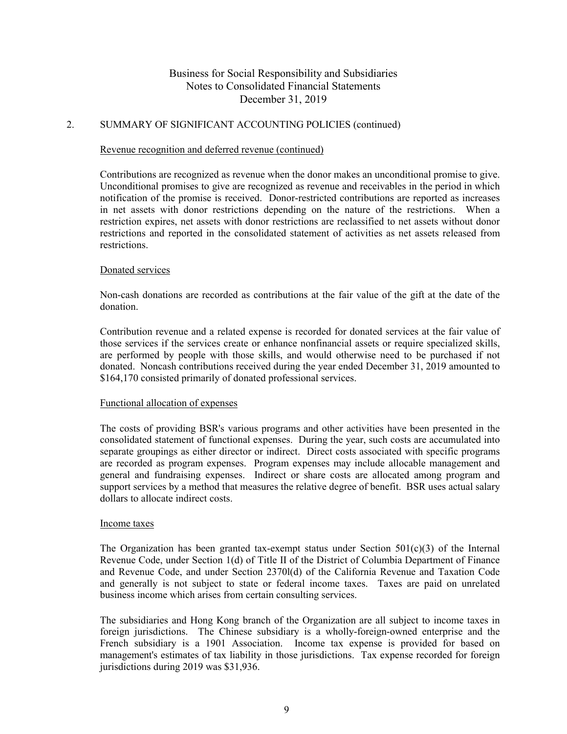## 2. SUMMARY OF SIGNIFICANT ACCOUNTING POLICIES (continued)

### Revenue recognition and deferred revenue (continued)

Contributions are recognized as revenue when the donor makes an unconditional promise to give. Unconditional promises to give are recognized as revenue and receivables in the period in which notification of the promise is received. Donor-restricted contributions are reported as increases in net assets with donor restrictions depending on the nature of the restrictions. When a restriction expires, net assets with donor restrictions are reclassified to net assets without donor restrictions and reported in the consolidated statement of activities as net assets released from restrictions.

### Donated services

Non-cash donations are recorded as contributions at the fair value of the gift at the date of the donation.

Contribution revenue and a related expense is recorded for donated services at the fair value of those services if the services create or enhance nonfinancial assets or require specialized skills, are performed by people with those skills, and would otherwise need to be purchased if not donated. Noncash contributions received during the year ended December 31, 2019 amounted to $164,170 consisted primarily of donated professional services.

### Functional allocation of expenses

The costs of providing BSR's various programs and other activities have been presented in the consolidated statement of functional expenses. During the year, such costs are accumulated into separate groupings as either director or indirect. Direct costs associated with specific programs are recorded as program expenses. Program expenses may include allocable management and general and fundraising expenses. Indirect or share costs are allocated among program and support services by a method that measures the relative degree of benefit. BSR uses actual salary dollars to allocate indirect costs.

### Income taxes

The Organization has been granted tax-exempt status under Section 501(c)(3) of the Internal Revenue Code, under Section 1(d) of Title II of the District of Columbia Department of Finance and Revenue Code, and under Section 2370l(d) of the California Revenue and Taxation Code and generally is not subject to state or federal income taxes. Taxes are paid on unrelated business income which arises from certain consulting services.

The subsidiaries and Hong Kong branch of the Organization are all subject to income taxes in foreign jurisdictions. The Chinese subsidiary is a wholly-foreign-owned enterprise and the French subsidiary is a 1901 Association. Income tax expense is provided for based on management's estimates of tax liability in those jurisdictions. Tax expense recorded for foreign jurisdictions during 2019 was $31,936.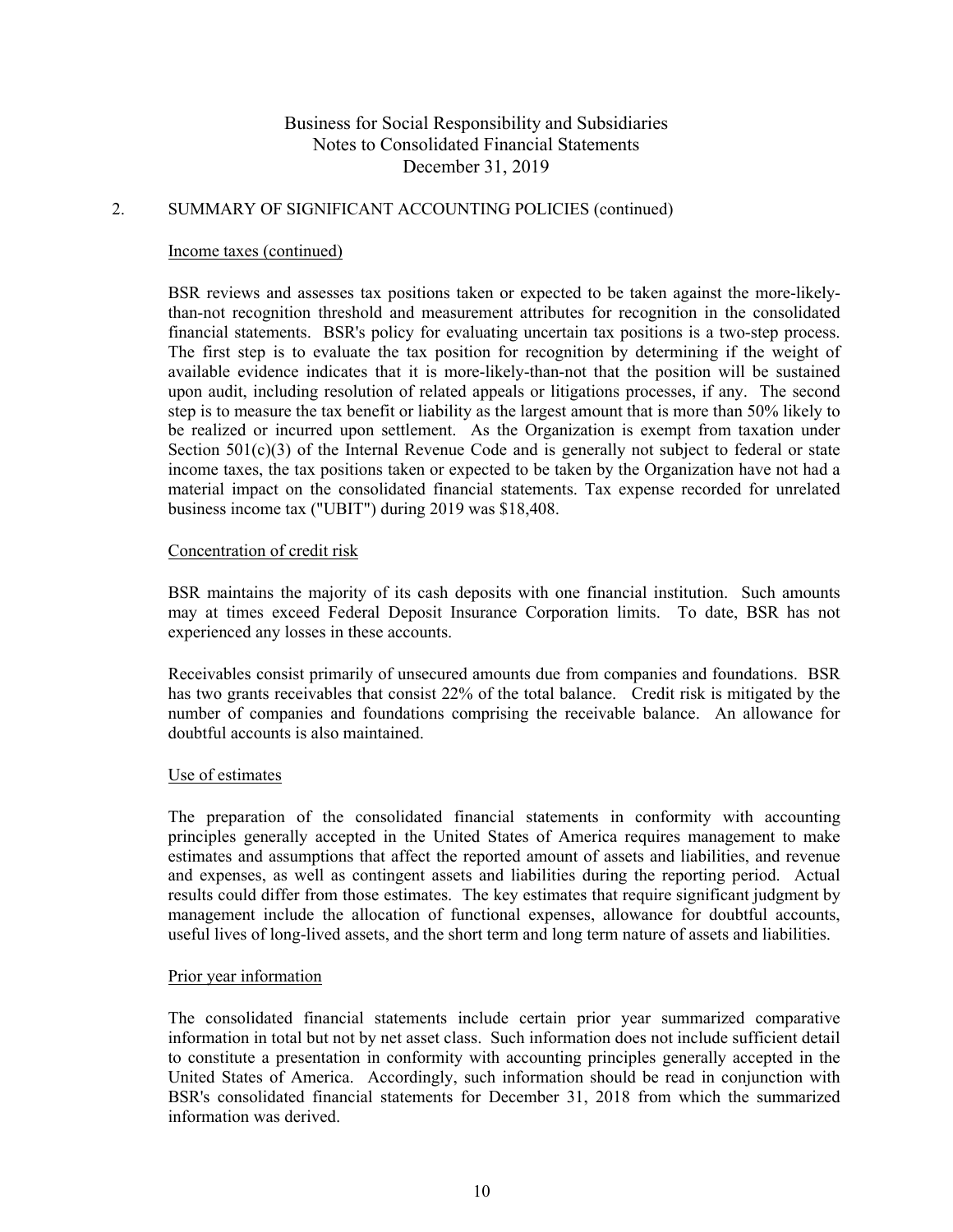## 2. SUMMARY OF SIGNIFICANT ACCOUNTING POLICIES (continued)

### Income taxes (continued)

BSR reviews and assesses tax positions taken or expected to be taken against the more-likely-than-not recognition threshold and measurement attributes for recognition in the consolidated financial statements. BSR's policy for evaluating uncertain tax positions is a two-step process. The first step is to evaluate the tax position for recognition by determining if the weight of available evidence indicates that it is more-likely-than-not that the position will be sustained upon audit, including resolution of related appeals or litigations processes, if any. The second step is to measure the tax benefit or liability as the largest amount that is more than 50% likely to be realized or incurred upon settlement. As the Organization is exempt from taxation under Section 501(c)(3) of the Internal Revenue Code and is generally not subject to federal or state income taxes, the tax positions taken or expected to be taken by the Organization have not had a material impact on the consolidated financial statements. Tax expense recorded for unrelated business income tax ("UBIT") during 2019 was $18,408.

### Concentration of credit risk

BSR maintains the majority of its cash deposits with one financial institution. Such amounts may at times exceed Federal Deposit Insurance Corporation limits. To date, BSR has not experienced any losses in these accounts.

Receivables consist primarily of unsecured amounts due from companies and foundations. BSR has two grants receivables that consist 22% of the total balance. Credit risk is mitigated by the number of companies and foundations comprising the receivable balance. An allowance for doubtful accounts is also maintained.

### Use of estimates

The preparation of the consolidated financial statements in conformity with accounting principles generally accepted in the United States of America requires management to make estimates and assumptions that affect the reported amount of assets and liabilities, and revenue and expenses, as well as contingent assets and liabilities during the reporting period. Actual results could differ from those estimates. The key estimates that require significant judgment by management include the allocation of functional expenses, allowance for doubtful accounts, useful lives of long-lived assets, and the short term and long term nature of assets and liabilities.

### Prior year information

The consolidated financial statements include certain prior year summarized comparative information in total but not by net asset class. Such information does not include sufficient detail to constitute a presentation in conformity with accounting principles generally accepted in the United States of America. Accordingly, such information should be read in conjunction with BSR's consolidated financial statements for December 31, 2018 from which the summarized information was derived.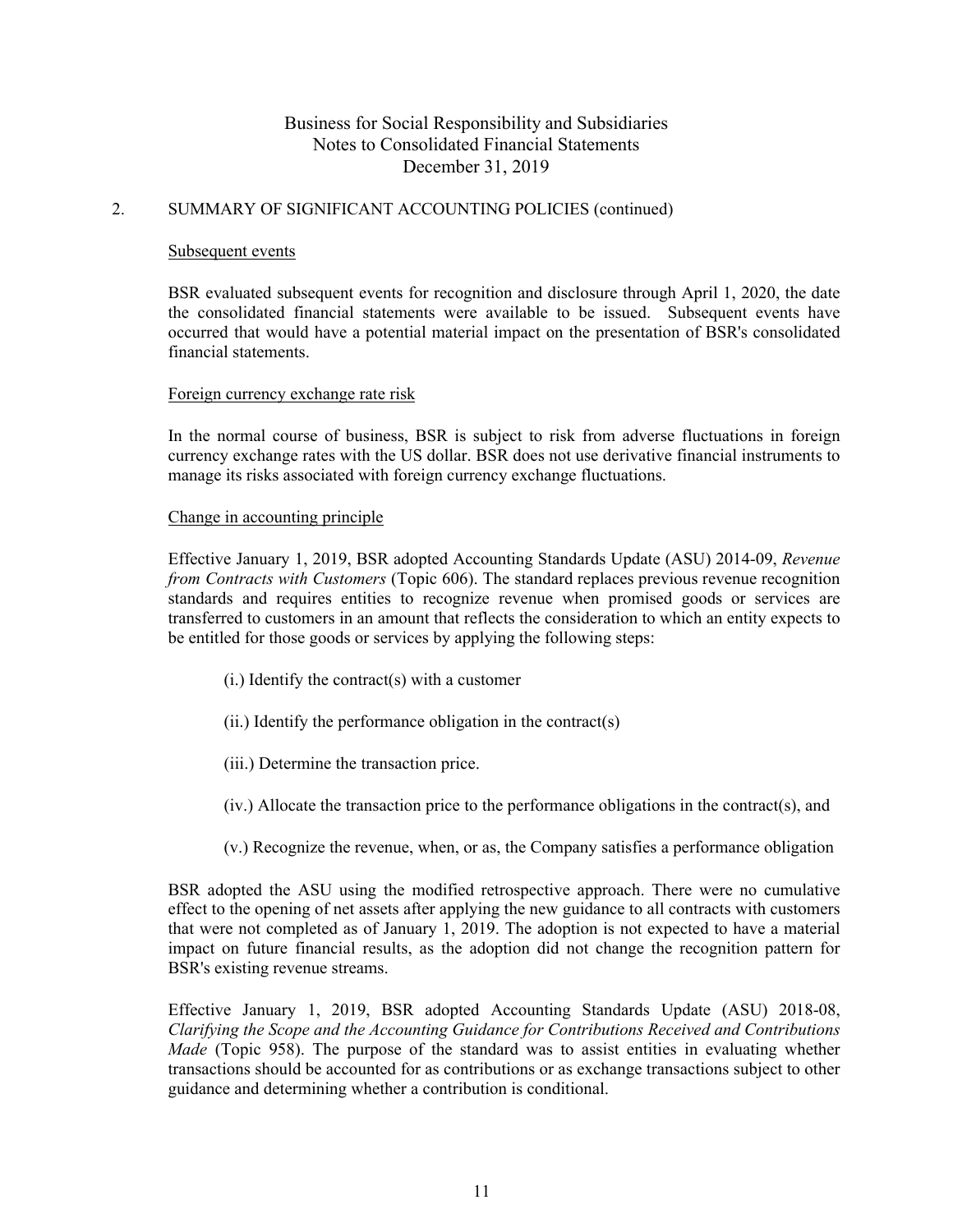## 2. SUMMARY OF SIGNIFICANT ACCOUNTING POLICIES (continued)

### Subsequent events

BSR evaluated subsequent events for recognition and disclosure through April 1, 2020, the date the consolidated financial statements were available to be issued. Subsequent events have occurred that would have a potential material impact on the presentation of BSR's consolidated financial statements.

### Foreign currency exchange rate risk

In the normal course of business, BSR is subject to risk from adverse fluctuations in foreign currency exchange rates with the US dollar. BSR does not use derivative financial instruments to manage its risks associated with foreign currency exchange fluctuations.

### Change in accounting principle

Effective January 1, 2019, BSR adopted Accounting Standards Update (ASU) 2014-09, *Revenue from Contracts with Customers* (Topic 606). The standard replaces previous revenue recognition standards and requires entities to recognize revenue when promised goods or services are transferred to customers in an amount that reflects the consideration to which an entity expects to be entitled for those goods or services by applying the following steps:

(i.) Identify the contract(s) with a customer

(ii.) Identify the performance obligation in the contract(s)

(iii.) Determine the transaction price.

(iv.) Allocate the transaction price to the performance obligations in the contract(s), and

(v.) Recognize the revenue, when, or as, the Company satisfies a performance obligation

BSR adopted the ASU using the modified retrospective approach. There were no cumulative effect to the opening of net assets after applying the new guidance to all contracts with customers that were not completed as of January 1, 2019. The adoption is not expected to have a material impact on future financial results, as the adoption did not change the recognition pattern for BSR's existing revenue streams.

Effective January 1, 2019, BSR adopted Accounting Standards Update (ASU) 2018-08, *Clarifying the Scope and the Accounting Guidance for Contributions Received and Contributions Made* (Topic 958). The purpose of the standard was to assist entities in evaluating whether transactions should be accounted for as contributions or as exchange transactions subject to other guidance and determining whether a contribution is conditional.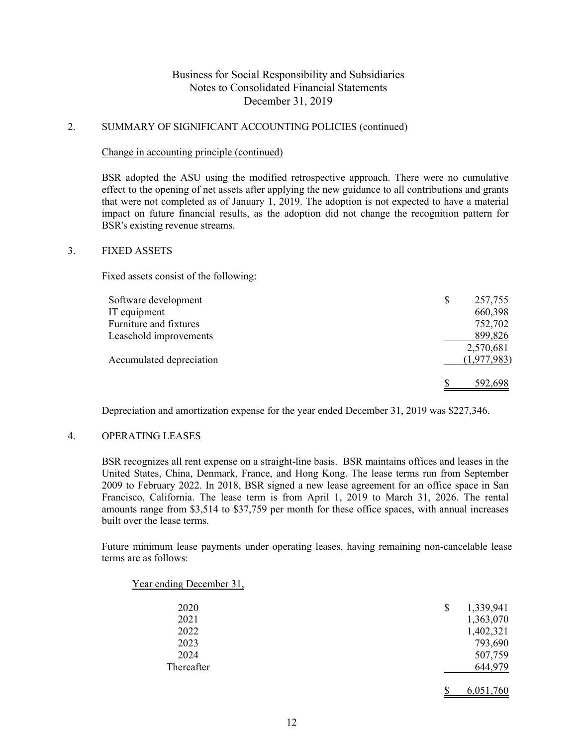## 2. SUMMARY OF SIGNIFICANT ACCOUNTING POLICIES (continued)

### Change in accounting principle (continued)

BSR adopted the ASU using the modified retrospective approach. There were no cumulative effect to the opening of net assets after applying the new guidance to all contributions and grants that were not completed as of January 1, 2019. The adoption is not expected to have a material impact on future financial results, as the adoption did not change the recognition pattern for BSR's existing revenue streams.

## 3. FIXED ASSETS

Fixed assets consist of the following:

| | |
|---|---|
| Software development | $ 257,755 |
| IT equipment | 660,398 |
| Furniture and fixtures | 752,702 |
| Leasehold improvements | 899,826 |
| | 2,570,681 |
| Accumulated depreciation | (1,977,983) |
| | $ 592,698 |

Depreciation and amortization expense for the year ended December 31, 2019 was $227,346.

## 4. OPERATING LEASES

BSR recognizes all rent expense on a straight-line basis. BSR maintains offices and leases in the United States, China, Denmark, France, and Hong Kong. The lease terms run from September 2009 to February 2022. In 2018, BSR signed a new lease agreement for an office space in San Francisco, California. The lease term is from April 1, 2019 to March 31, 2026. The rental amounts range from $3,514 to $37,759 per month for these office spaces, with annual increases built over the lease terms.

Future minimum lease payments under operating leases, having remaining non-cancelable lease terms are as follows:

| Year ending December 31, | |
|---|---|
| 2020 | $ 1,339,941 |
| 2021 | 1,363,070 |
| 2022 | 1,402,321 |
| 2023 | 793,690 |
| 2024 | 507,759 |
| Thereafter | 644,979 |
| | $ 6,051,760 |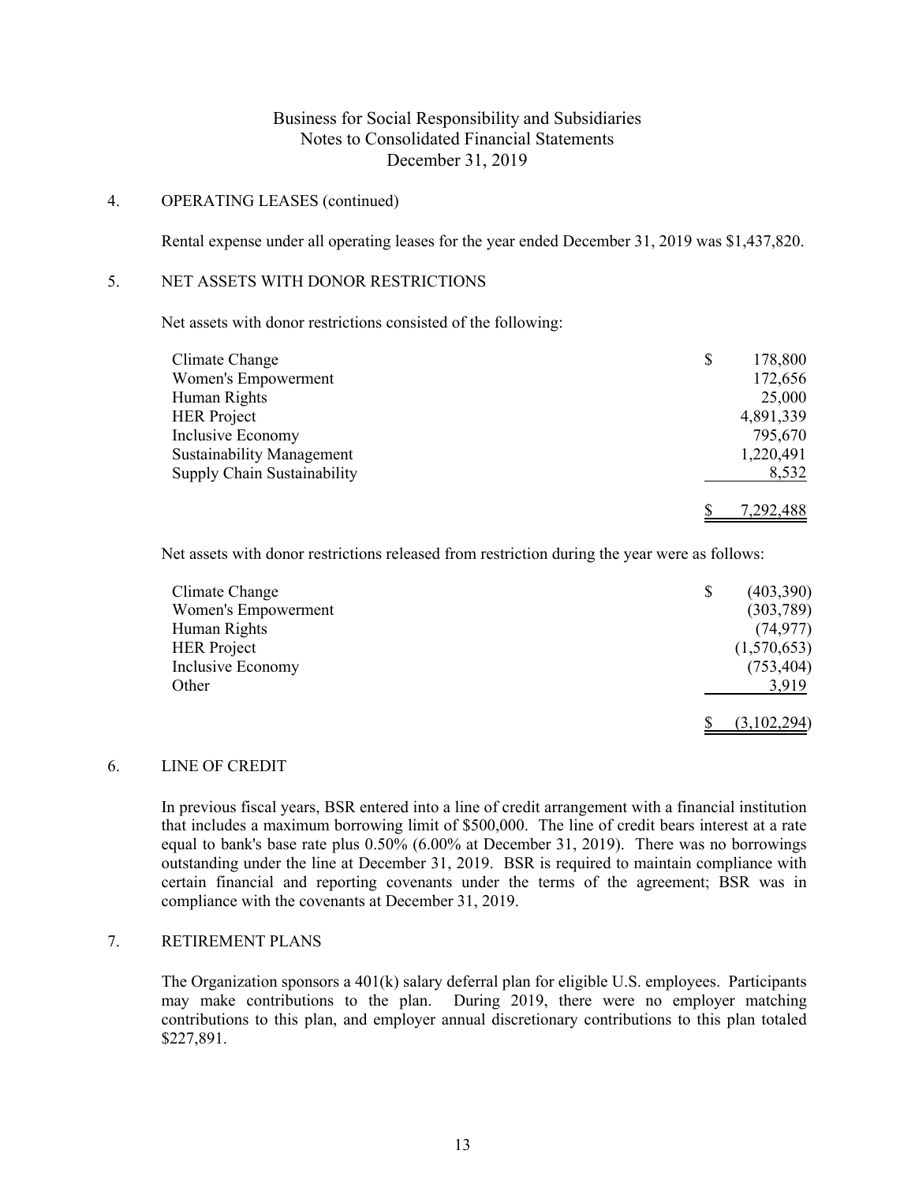## 4. OPERATING LEASES (continued)

Rental expense under all operating leases for the year ended December 31, 2019 was $1,437,820.

## 5. NET ASSETS WITH DONOR RESTRICTIONS

Net assets with donor restrictions consisted of the following:

| | |
|---|---|
| Climate Change | $ 178,800 |
| Women's Empowerment | 172,656 |
| Human Rights | 25,000 |
| HER Project | 4,891,339 |
| Inclusive Economy | 795,670 |
| Sustainability Management | 1,220,491 |
| Supply Chain Sustainability | 8,532 |
| | $ 7,292,488 |

Net assets with donor restrictions released from restriction during the year were as follows:

| | |
|---|---|
| Climate Change | $ (403,390) |
| Women's Empowerment | (303,789) |
| Human Rights | (74,977) |
| HER Project | (1,570,653) |
| Inclusive Economy | (753,404) |
| Other | 3,919 |
| | $ (3,102,294) |

## 6. LINE OF CREDIT

In previous fiscal years, BSR entered into a line of credit arrangement with a financial institution that includes a maximum borrowing limit of $500,000. The line of credit bears interest at a rate equal to bank's base rate plus 0.50% (6.00% at December 31, 2019). There was no borrowings outstanding under the line at December 31, 2019. BSR is required to maintain compliance with certain financial and reporting covenants under the terms of the agreement; BSR was in compliance with the covenants at December 31, 2019.

## 7. RETIREMENT PLANS

The Organization sponsors a 401(k) salary deferral plan for eligible U.S. employees. Participants may make contributions to the plan. During 2019, there were no employer matching contributions to this plan, and employer annual discretionary contributions to this plan totaled $227,891.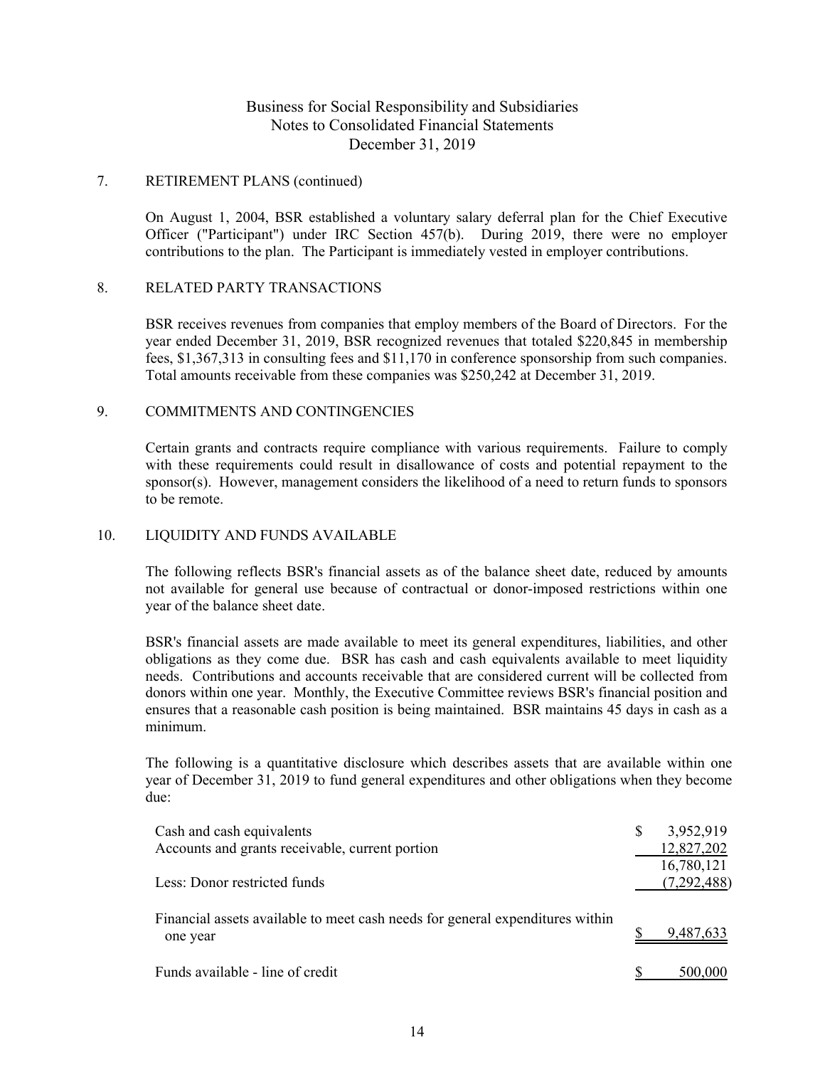## 7. RETIREMENT PLANS (continued)

On August 1, 2004, BSR established a voluntary salary deferral plan for the Chief Executive Officer ("Participant") under IRC Section 457(b). During 2019, there were no employer contributions to the plan. The Participant is immediately vested in employer contributions.

## 8. RELATED PARTY TRANSACTIONS

BSR receives revenues from companies that employ members of the Board of Directors. For the year ended December 31, 2019, BSR recognized revenues that totaled $220,845 in membership fees, $1,367,313 in consulting fees and $11,170 in conference sponsorship from such companies. Total amounts receivable from these companies was $250,242 at December 31, 2019.

## 9. COMMITMENTS AND CONTINGENCIES

Certain grants and contracts require compliance with various requirements. Failure to comply with these requirements could result in disallowance of costs and potential repayment to the sponsor(s). However, management considers the likelihood of a need to return funds to sponsors to be remote.

## 10. LIQUIDITY AND FUNDS AVAILABLE

The following reflects BSR's financial assets as of the balance sheet date, reduced by amounts not available for general use because of contractual or donor-imposed restrictions within one year of the balance sheet date.

BSR's financial assets are made available to meet its general expenditures, liabilities, and other obligations as they come due. BSR has cash and cash equivalents available to meet liquidity needs. Contributions and accounts receivable that are considered current will be collected from donors within one year. Monthly, the Executive Committee reviews BSR's financial position and ensures that a reasonable cash position is being maintained. BSR maintains 45 days in cash as a minimum.

The following is a quantitative disclosure which describes assets that are available within one year of December 31, 2019 to fund general expenditures and other obligations when they become due:

| | |
|---|---|
| Cash and cash equivalents | $ 3,952,919 |
| Accounts and grants receivable, current portion | 12,827,202 |
| | 16,780,121 |
| Less: Donor restricted funds | (7,292,488) |
| Financial assets available to meet cash needs for general expenditures within one year | $ 9,487,633 |
| Funds available - line of credit | $ 500,000 |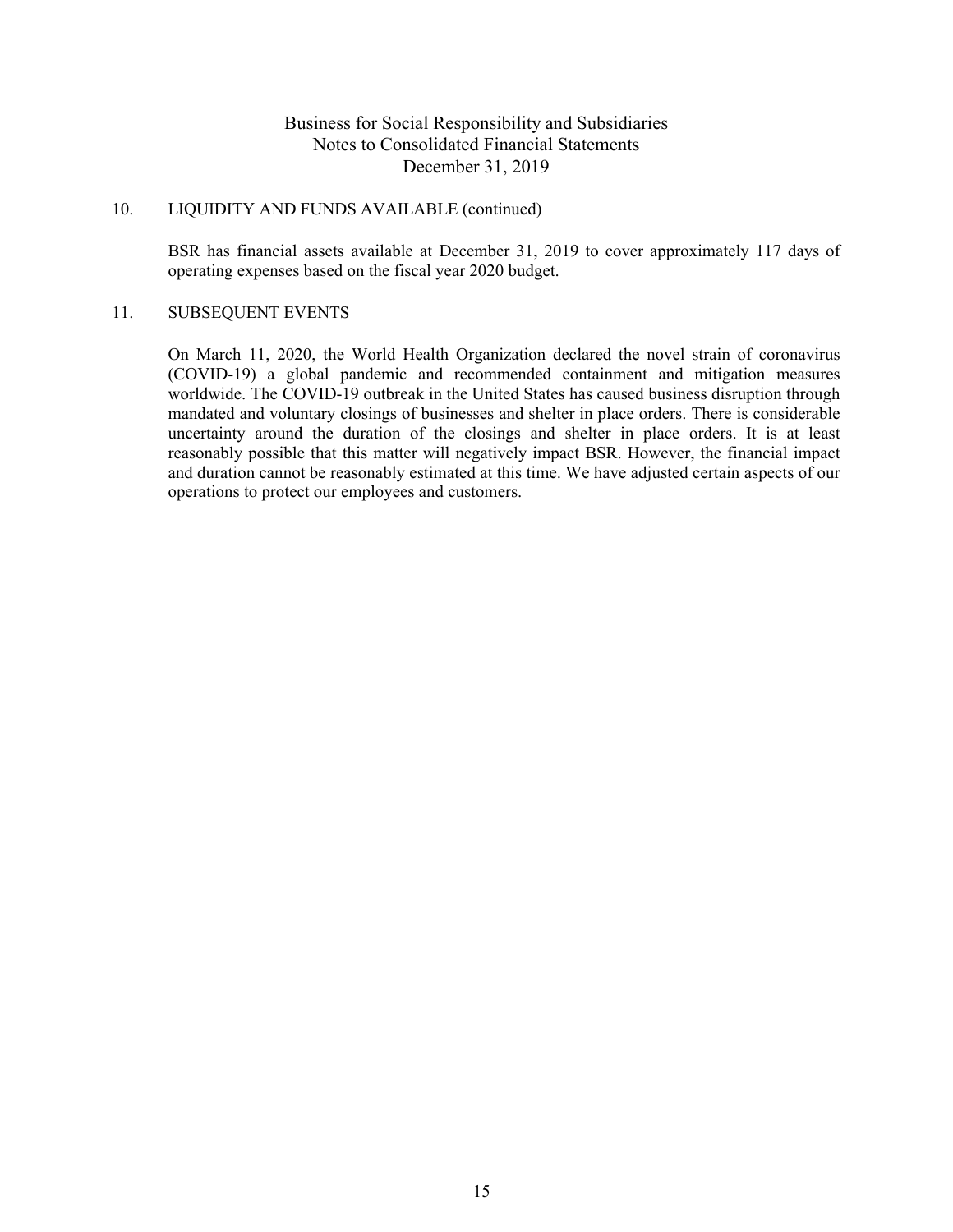## 10. LIQUIDITY AND FUNDS AVAILABLE (continued)

BSR has financial assets available at December 31, 2019 to cover approximately 117 days of operating expenses based on the fiscal year 2020 budget.

## 11. SUBSEQUENT EVENTS

On March 11, 2020, the World Health Organization declared the novel strain of coronavirus (COVID-19) a global pandemic and recommended containment and mitigation measures worldwide. The COVID-19 outbreak in the United States has caused business disruption through mandated and voluntary closings of businesses and shelter in place orders. There is considerable uncertainty around the duration of the closings and shelter in place orders. It is at least reasonably possible that this matter will negatively impact BSR. However, the financial impact and duration cannot be reasonably estimated at this time. We have adjusted certain aspects of our operations to protect our employees and customers.